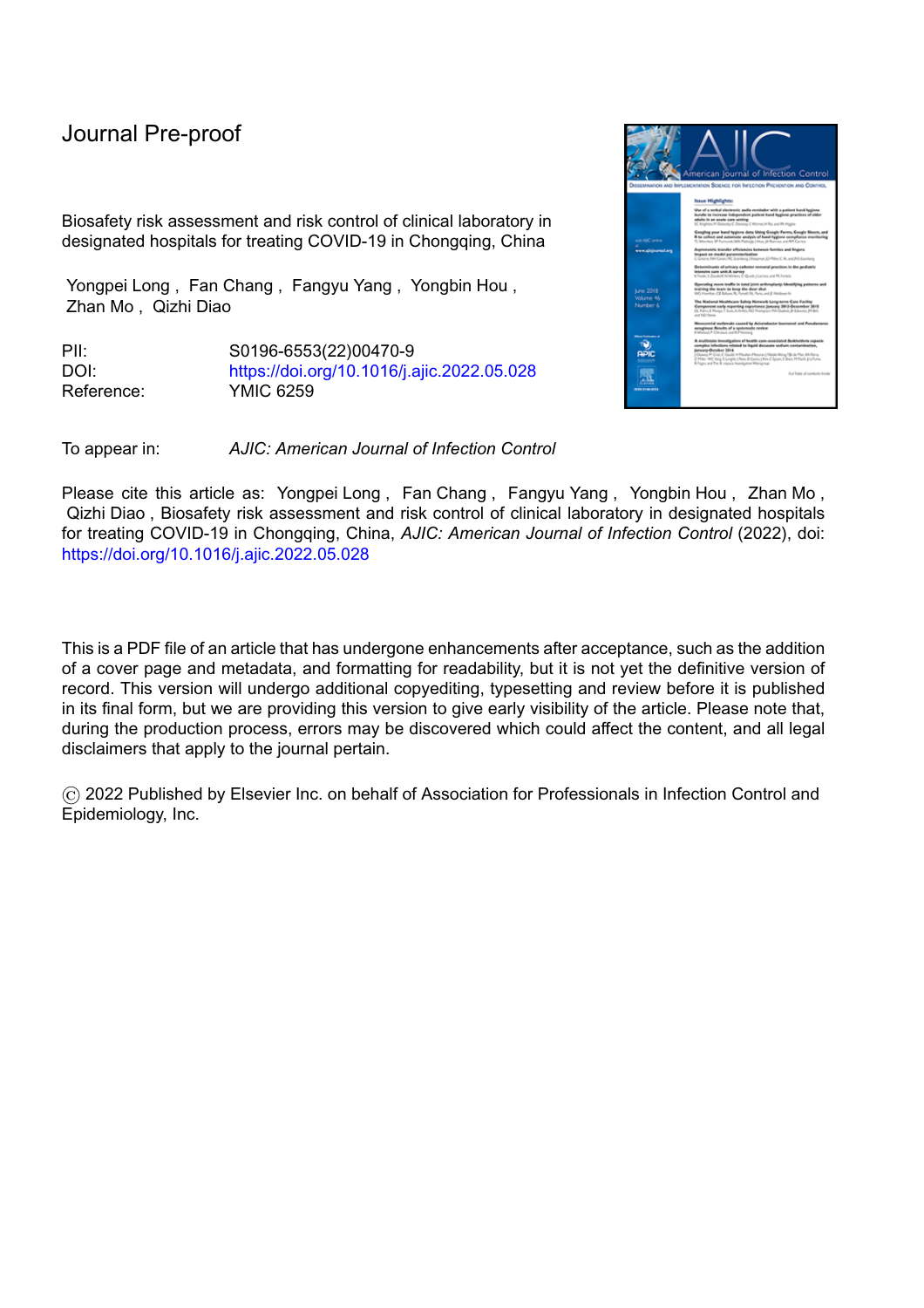# Journal Pre-proof

Biosafety risk assessment and risk control of clinical laboratory in designated hospitals for treating COVID-19 in Chongqing, China

Yongpei Long , Fan Chang , Fangyu Yang , Yongbin Hou , Zhan Mo , Qizhi Diao

| | |
|---|---|
| PII: | S0196-6553(22)00470-9 |
| DOI: | https://doi.org/10.1016/j.ajic.2022.05.028 |
| Reference: | YMIC 6259 |

To appear in: *AJIC: American Journal of Infection Control*

Please cite this article as: Yongpei Long , Fan Chang , Fangyu Yang , Yongbin Hou , Zhan Mo , Qizhi Diao , Biosafety risk assessment and risk control of clinical laboratory in designated hospitals for treating COVID-19 in Chongqing, China, *AJIC: American Journal of Infection Control* (2022), doi: https://doi.org/10.1016/j.ajic.2022.05.028

This is a PDF file of an article that has undergone enhancements after acceptance, such as the addition of a cover page and metadata, and formatting for readability, but it is not yet the definitive version of record. This version will undergo additional copyediting, typesetting and review before it is published in its final form, but we are providing this version to give early visibility of the article. Please note that, during the production process, errors may be discovered which could affect the content, and all legal disclaimers that apply to the journal pertain.

© 2022 Published by Elsevier Inc. on behalf of Association for Professionals in Infection Control and Epidemiology, Inc.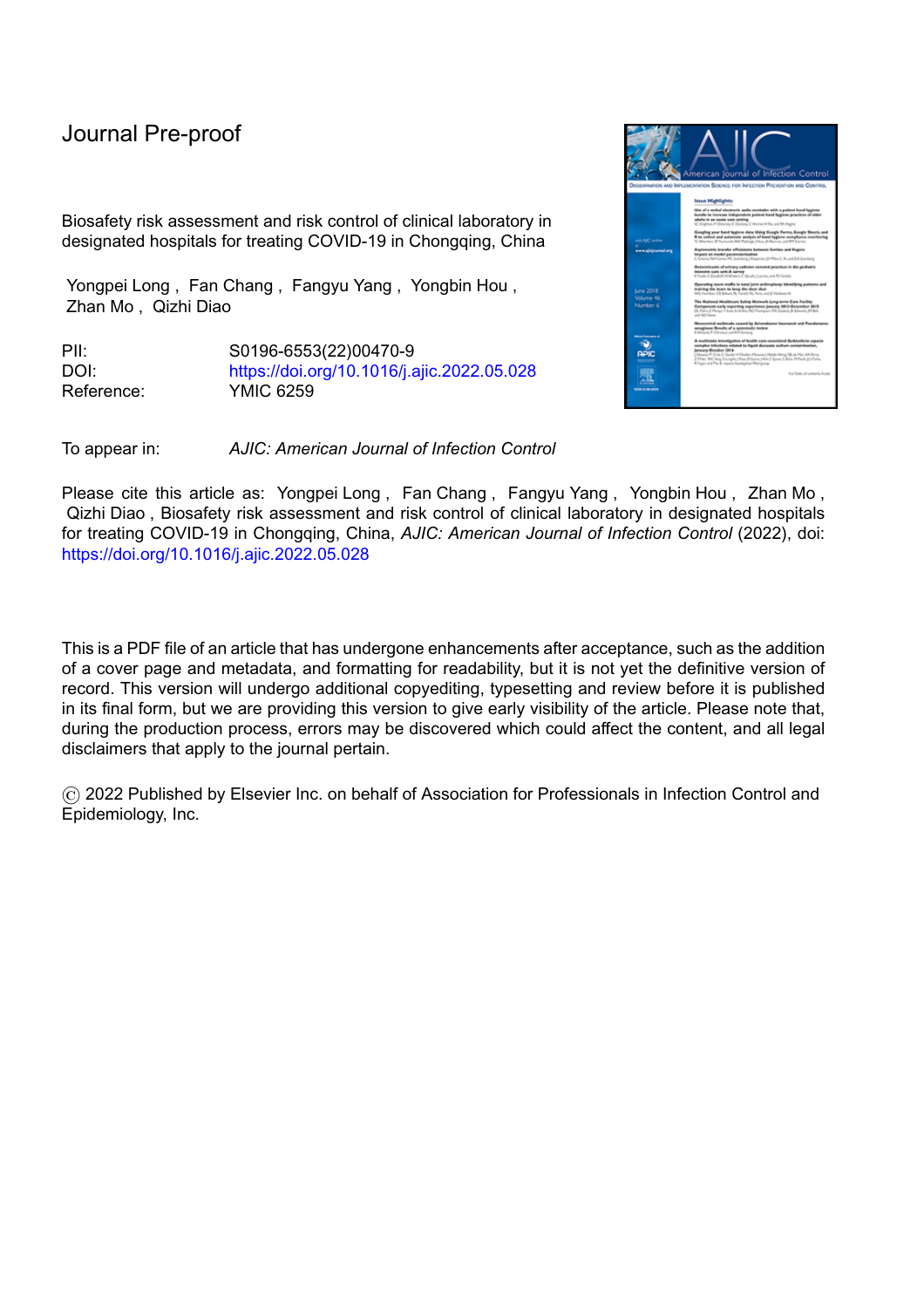# Journal Pre-proof

Biosafety risk assessment and risk control of clinical laboratory in designated hospitals for treating COVID-19 in Chongqing, China

Yongpei Long , Fan Chang , Fangyu Yang , Yongbin Hou , Zhan Mo , Qizhi Diao

PII: S0196-6553(22)00470-9
DOI: https://doi.org/10.1016/j.ajic.2022.05.028
Reference: YMIC 6259

To appear in: *AJIC: American Journal of Infection Control*

Please cite this article as: Yongpei Long , Fan Chang , Fangyu Yang , Yongbin Hou , Zhan Mo , Qizhi Diao , Biosafety risk assessment and risk control of clinical laboratory in designated hospitals for treating COVID-19 in Chongqing, China, *AJIC: American Journal of Infection Control* (2022), doi: https://doi.org/10.1016/j.ajic.2022.05.028

This is a PDF file of an article that has undergone enhancements after acceptance, such as the addition of a cover page and metadata, and formatting for readability, but it is not yet the definitive version of record. This version will undergo additional copyediting, typesetting and review before it is published in its final form, but we are providing this version to give early visibility of the article. Please note that, during the production process, errors may be discovered which could affect the content, and all legal disclaimers that apply to the journal pertain.

© 2022 Published by Elsevier Inc. on behalf of Association for Professionals in Infection Control and Epidemiology, Inc.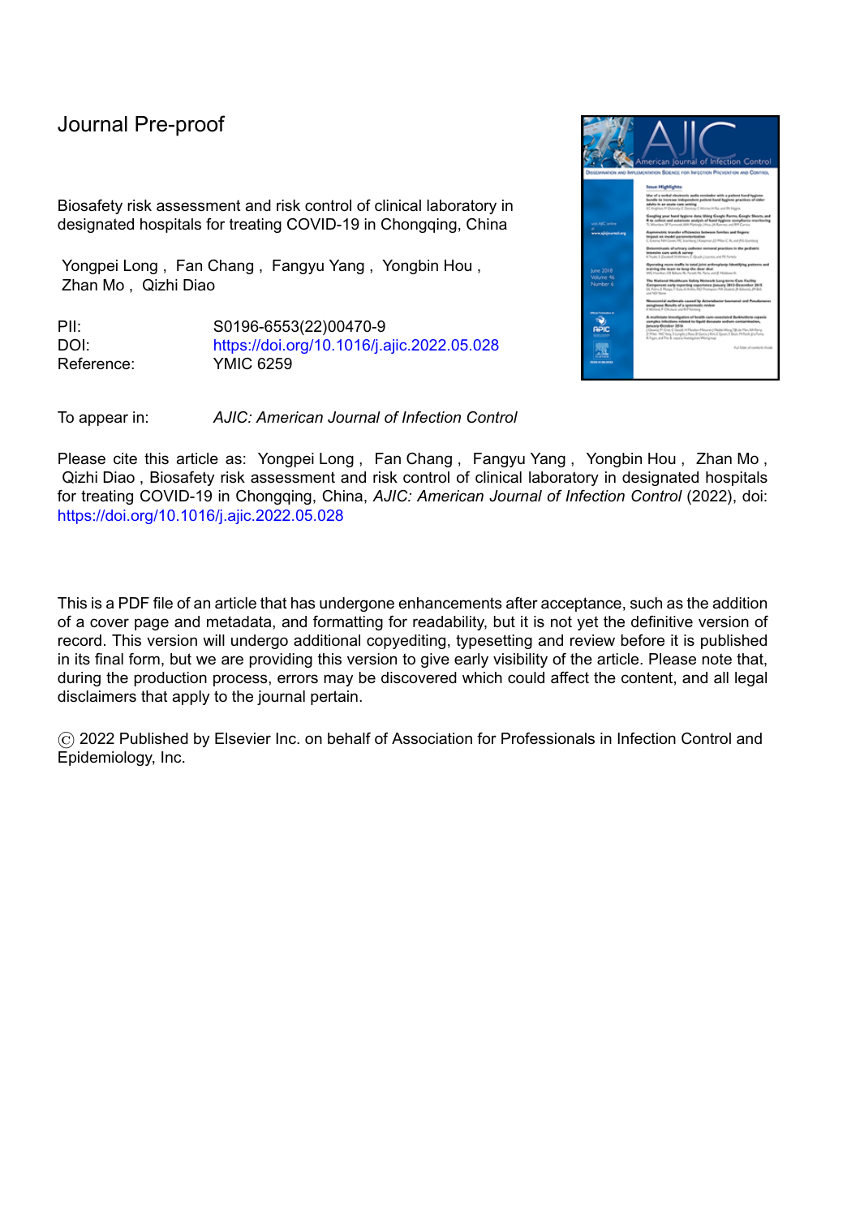Journal Pre-proof

Biosafety risk assessment and risk control of clinical laboratory in designated hospitals for treating COVID-19 in Chongqing, China

Yongpei Long , Fan Chang , Fangyu Yang , Yongbin Hou , Zhan Mo , Qizhi Diao

PII: S0196-6553(22)00470-9
DOI: https://doi.org/10.1016/j.ajic.2022.05.028
Reference: YMIC 6259

To appear in: *AJIC: American Journal of Infection Control*

Please cite this article as: Yongpei Long , Fan Chang , Fangyu Yang , Yongbin Hou , Zhan Mo , Qizhi Diao , Biosafety risk assessment and risk control of clinical laboratory in designated hospitals for treating COVID-19 in Chongqing, China, *AJIC: American Journal of Infection Control* (2022), doi: https://doi.org/10.1016/j.ajic.2022.05.028

This is a PDF file of an article that has undergone enhancements after acceptance, such as the addition of a cover page and metadata, and formatting for readability, but it is not yet the definitive version of record. This version will undergo additional copyediting, typesetting and review before it is published in its final form, but we are providing this version to give early visibility of the article. Please note that, during the production process, errors may be discovered which could affect the content, and all legal disclaimers that apply to the journal pertain.

© 2022 Published by Elsevier Inc. on behalf of Association for Professionals in Infection Control and Epidemiology, Inc.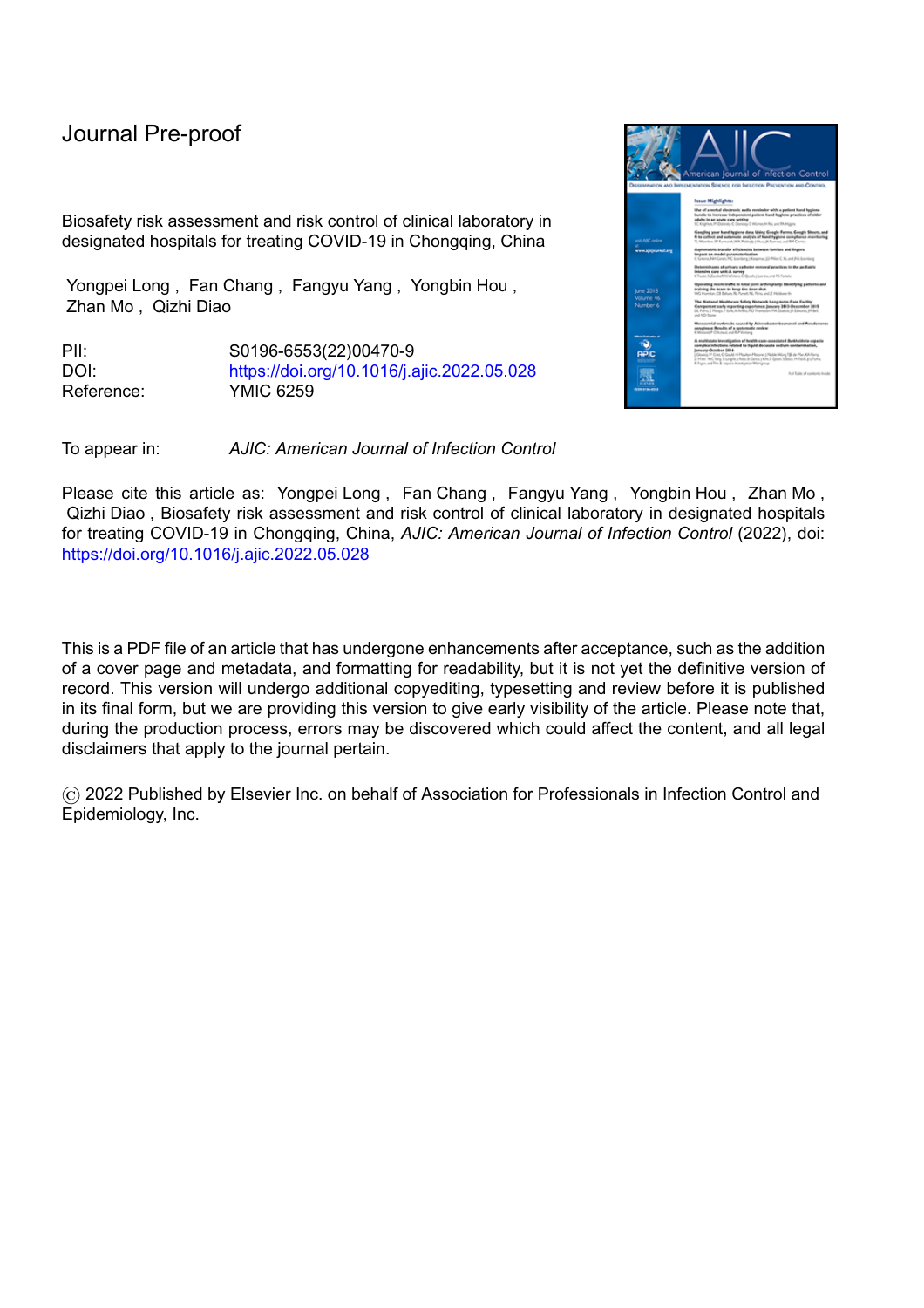# Journal Pre-proof

Biosafety risk assessment and risk control of clinical laboratory in designated hospitals for treating COVID-19 in Chongqing, China

Yongpei Long , Fan Chang , Fangyu Yang , Yongbin Hou , Zhan Mo , Qizhi Diao

| | |
|---|---|
| PII: | S0196-6553(22)00470-9 |
| DOI: | https://doi.org/10.1016/j.ajic.2022.05.028 |
| Reference: | YMIC 6259 |

To appear in: *AJIC: American Journal of Infection Control*

Please cite this article as: Yongpei Long , Fan Chang , Fangyu Yang , Yongbin Hou , Zhan Mo , Qizhi Diao , Biosafety risk assessment and risk control of clinical laboratory in designated hospitals for treating COVID-19 in Chongqing, China, *AJIC: American Journal of Infection Control* (2022), doi: https://doi.org/10.1016/j.ajic.2022.05.028

This is a PDF file of an article that has undergone enhancements after acceptance, such as the addition of a cover page and metadata, and formatting for readability, but it is not yet the definitive version of record. This version will undergo additional copyediting, typesetting and review before it is published in its final form, but we are providing this version to give early visibility of the article. Please note that, during the production process, errors may be discovered which could affect the content, and all legal disclaimers that apply to the journal pertain.

© 2022 Published by Elsevier Inc. on behalf of Association for Professionals in Infection Control and Epidemiology, Inc.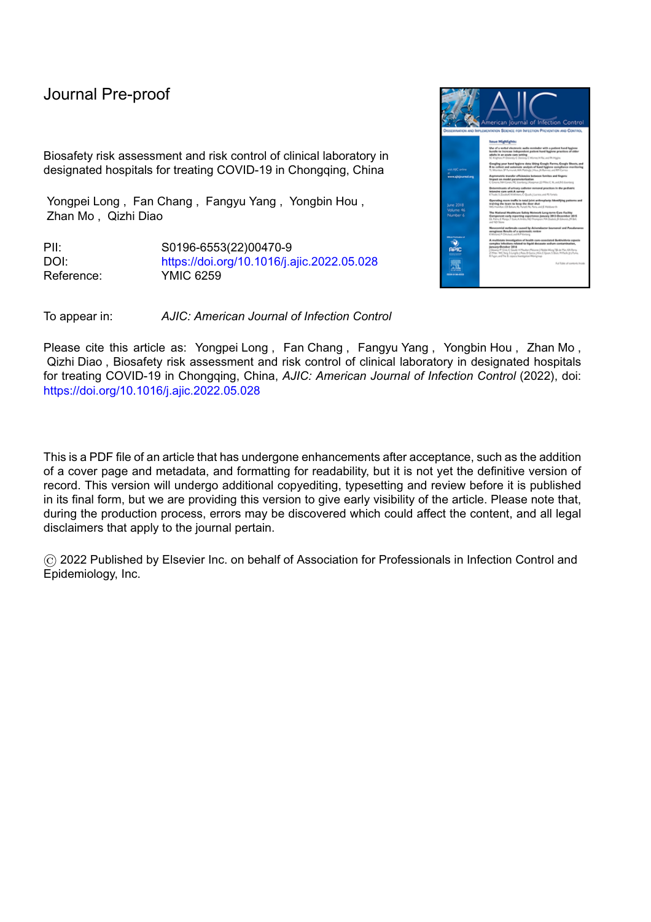Journal Pre-proof

Biosafety risk assessment and risk control of clinical laboratory in designated hospitals for treating COVID-19 in Chongqing, China

Yongpei Long , Fan Chang , Fangyu Yang , Yongbin Hou , Zhan Mo , Qizhi Diao

PII: S0196-6553(22)00470-9
DOI: https://doi.org/10.1016/j.ajic.2022.05.028
Reference: YMIC 6259

To appear in: *AJIC: American Journal of Infection Control*

Please cite this article as: Yongpei Long , Fan Chang , Fangyu Yang , Yongbin Hou , Zhan Mo , Qizhi Diao , Biosafety risk assessment and risk control of clinical laboratory in designated hospitals for treating COVID-19 in Chongqing, China, *AJIC: American Journal of Infection Control* (2022), doi: https://doi.org/10.1016/j.ajic.2022.05.028

This is a PDF file of an article that has undergone enhancements after acceptance, such as the addition of a cover page and metadata, and formatting for readability, but it is not yet the definitive version of record. This version will undergo additional copyediting, typesetting and review before it is published in its final form, but we are providing this version to give early visibility of the article. Please note that, during the production process, errors may be discovered which could affect the content, and all legal disclaimers that apply to the journal pertain.

© 2022 Published by Elsevier Inc. on behalf of Association for Professionals in Infection Control and Epidemiology, Inc.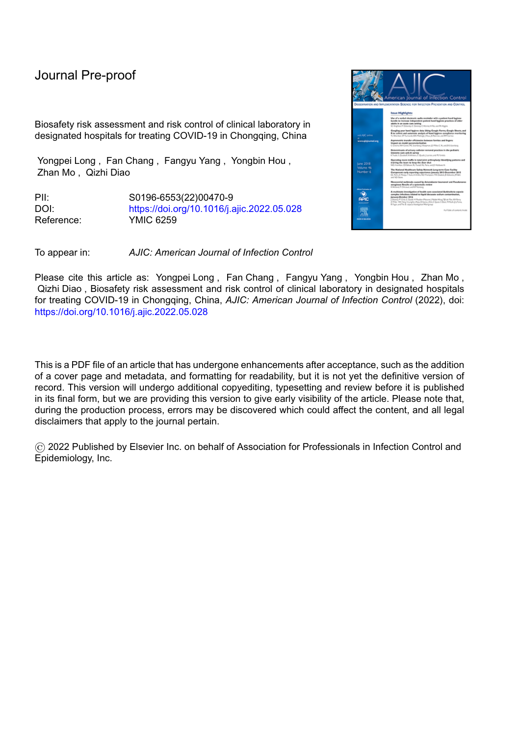# Journal Pre-proof

Biosafety risk assessment and risk control of clinical laboratory in designated hospitals for treating COVID-19 in Chongqing, China

Yongpei Long , Fan Chang , Fangyu Yang , Yongbin Hou , Zhan Mo , Qizhi Diao

| | |
|---|---|
| PII: | S0196-6553(22)00470-9 |
| DOI: | https://doi.org/10.1016/j.ajic.2022.05.028 |
| Reference: | YMIC 6259 |

To appear in: *AJIC: American Journal of Infection Control*

Please cite this article as: Yongpei Long , Fan Chang , Fangyu Yang , Yongbin Hou , Zhan Mo , Qizhi Diao , Biosafety risk assessment and risk control of clinical laboratory in designated hospitals for treating COVID-19 in Chongqing, China, *AJIC: American Journal of Infection Control* (2022), doi: https://doi.org/10.1016/j.ajic.2022.05.028

This is a PDF file of an article that has undergone enhancements after acceptance, such as the addition of a cover page and metadata, and formatting for readability, but it is not yet the definitive version of record. This version will undergo additional copyediting, typesetting and review before it is published in its final form, but we are providing this version to give early visibility of the article. Please note that, during the production process, errors may be discovered which could affect the content, and all legal disclaimers that apply to the journal pertain.

© 2022 Published by Elsevier Inc. on behalf of Association for Professionals in Infection Control and Epidemiology, Inc.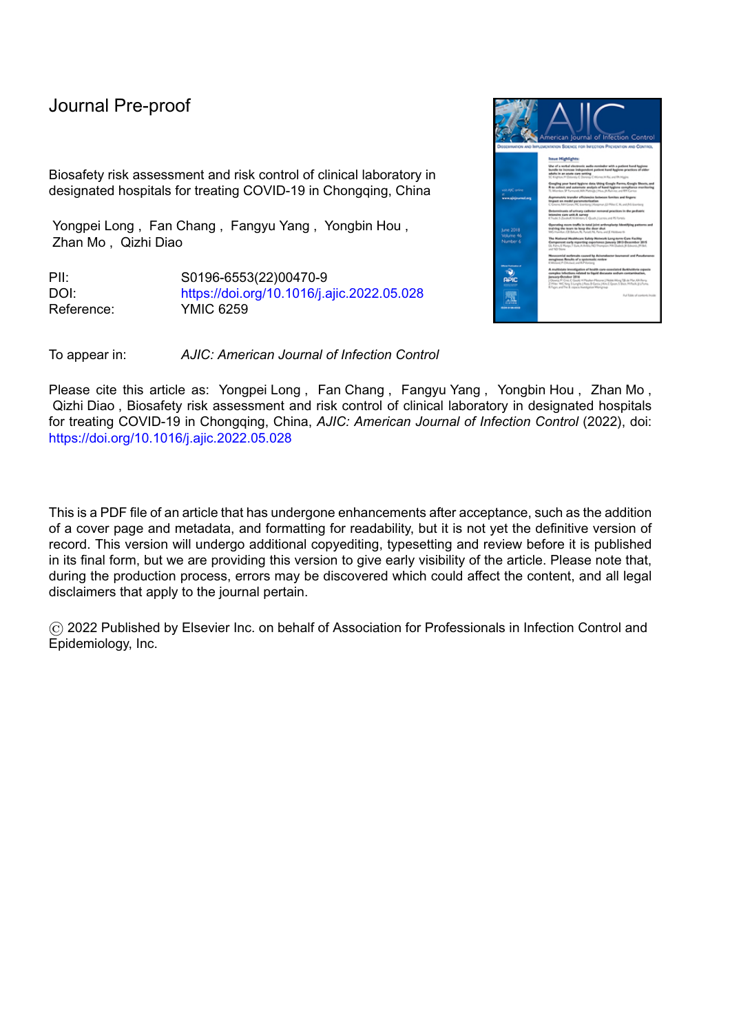Journal Pre-proof

Biosafety risk assessment and risk control of clinical laboratory in designated hospitals for treating COVID-19 in Chongqing, China

Yongpei Long , Fan Chang , Fangyu Yang , Yongbin Hou , Zhan Mo , Qizhi Diao

PII: S0196-6553(22)00470-9
DOI: https://doi.org/10.1016/j.ajic.2022.05.028
Reference: YMIC 6259

To appear in: *AJIC: American Journal of Infection Control*

Please cite this article as: Yongpei Long , Fan Chang , Fangyu Yang , Yongbin Hou , Zhan Mo , Qizhi Diao , Biosafety risk assessment and risk control of clinical laboratory in designated hospitals for treating COVID-19 in Chongqing, China, *AJIC: American Journal of Infection Control* (2022), doi: https://doi.org/10.1016/j.ajic.2022.05.028

This is a PDF file of an article that has undergone enhancements after acceptance, such as the addition of a cover page and metadata, and formatting for readability, but it is not yet the definitive version of record. This version will undergo additional copyediting, typesetting and review before it is published in its final form, but we are providing this version to give early visibility of the article. Please note that, during the production process, errors may be discovered which could affect the content, and all legal disclaimers that apply to the journal pertain.

© 2022 Published by Elsevier Inc. on behalf of Association for Professionals in Infection Control and Epidemiology, Inc.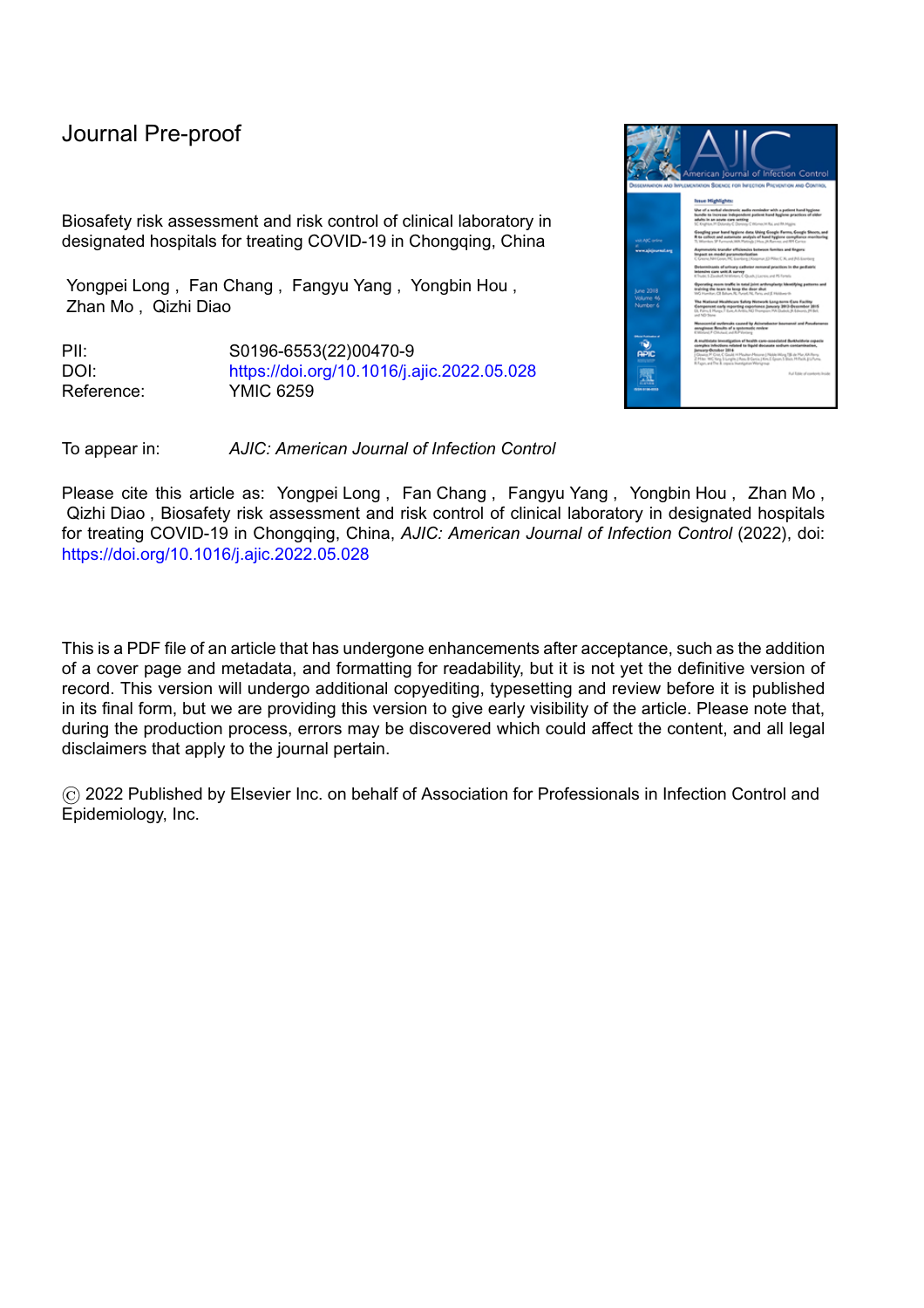Journal Pre-proof

Biosafety risk assessment and risk control of clinical laboratory in designated hospitals for treating COVID-19 in Chongqing, China

Yongpei Long , Fan Chang , Fangyu Yang , Yongbin Hou , Zhan Mo , Qizhi Diao

| | |
|---|---|
| PII: | S0196-6553(22)00470-9 |
| DOI: | https://doi.org/10.1016/j.ajic.2022.05.028 |
| Reference: | YMIC 6259 |

To appear in: *AJIC: American Journal of Infection Control*

Please cite this article as: Yongpei Long , Fan Chang , Fangyu Yang , Yongbin Hou , Zhan Mo , Qizhi Diao , Biosafety risk assessment and risk control of clinical laboratory in designated hospitals for treating COVID-19 in Chongqing, China, *AJIC: American Journal of Infection Control* (2022), doi: https://doi.org/10.1016/j.ajic.2022.05.028

This is a PDF file of an article that has undergone enhancements after acceptance, such as the addition of a cover page and metadata, and formatting for readability, but it is not yet the definitive version of record. This version will undergo additional copyediting, typesetting and review before it is published in its final form, but we are providing this version to give early visibility of the article. Please note that, during the production process, errors may be discovered which could affect the content, and all legal disclaimers that apply to the journal pertain.

© 2022 Published by Elsevier Inc. on behalf of Association for Professionals in Infection Control and Epidemiology, Inc.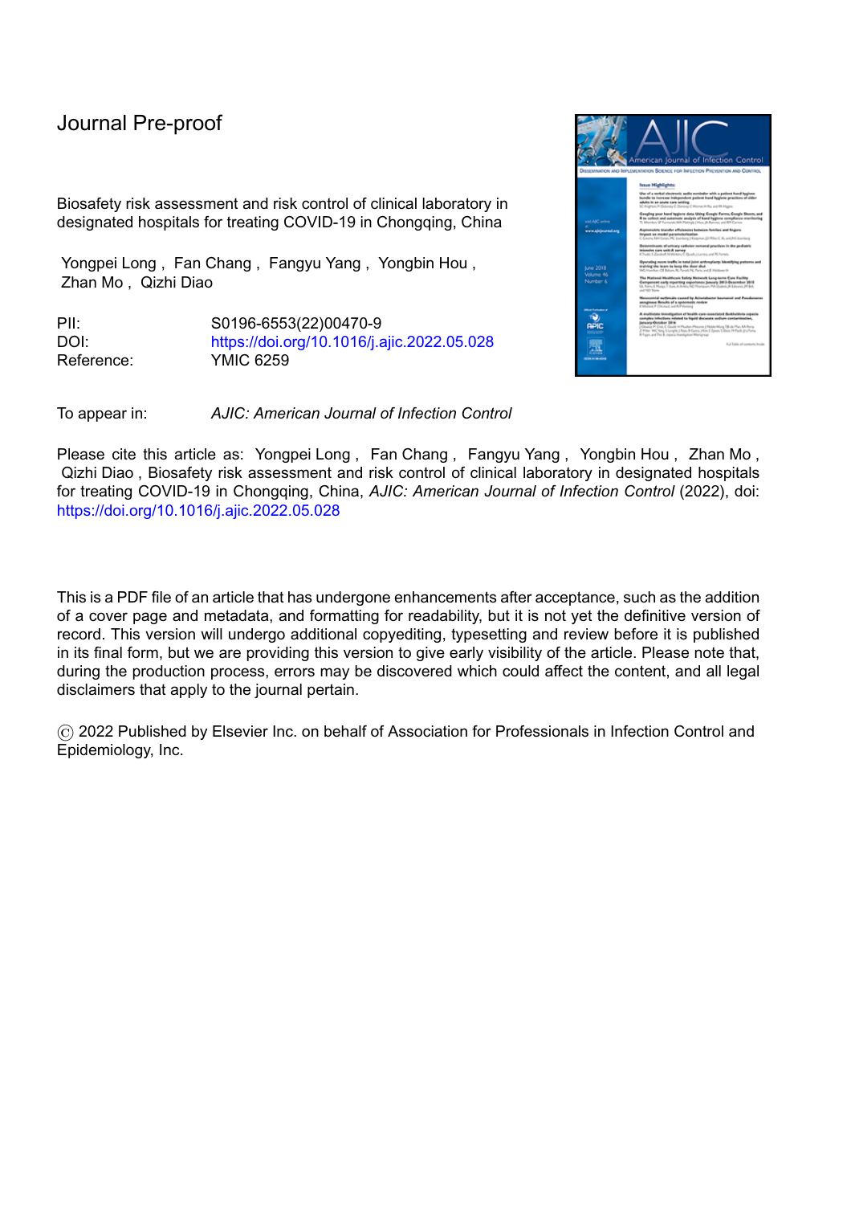Journal Pre-proof

Biosafety risk assessment and risk control of clinical laboratory in designated hospitals for treating COVID-19 in Chongqing, China

Yongpei Long , Fan Chang , Fangyu Yang , Yongbin Hou , Zhan Mo , Qizhi Diao

PII: S0196-6553(22)00470-9
DOI: https://doi.org/10.1016/j.ajic.2022.05.028
Reference: YMIC 6259

To appear in: *AJIC: American Journal of Infection Control*

Please cite this article as: Yongpei Long , Fan Chang , Fangyu Yang , Yongbin Hou , Zhan Mo , Qizhi Diao , Biosafety risk assessment and risk control of clinical laboratory in designated hospitals for treating COVID-19 in Chongqing, China, *AJIC: American Journal of Infection Control* (2022), doi: https://doi.org/10.1016/j.ajic.2022.05.028

This is a PDF file of an article that has undergone enhancements after acceptance, such as the addition of a cover page and metadata, and formatting for readability, but it is not yet the definitive version of record. This version will undergo additional copyediting, typesetting and review before it is published in its final form, but we are providing this version to give early visibility of the article. Please note that, during the production process, errors may be discovered which could affect the content, and all legal disclaimers that apply to the journal pertain.

© 2022 Published by Elsevier Inc. on behalf of Association for Professionals in Infection Control and Epidemiology, Inc.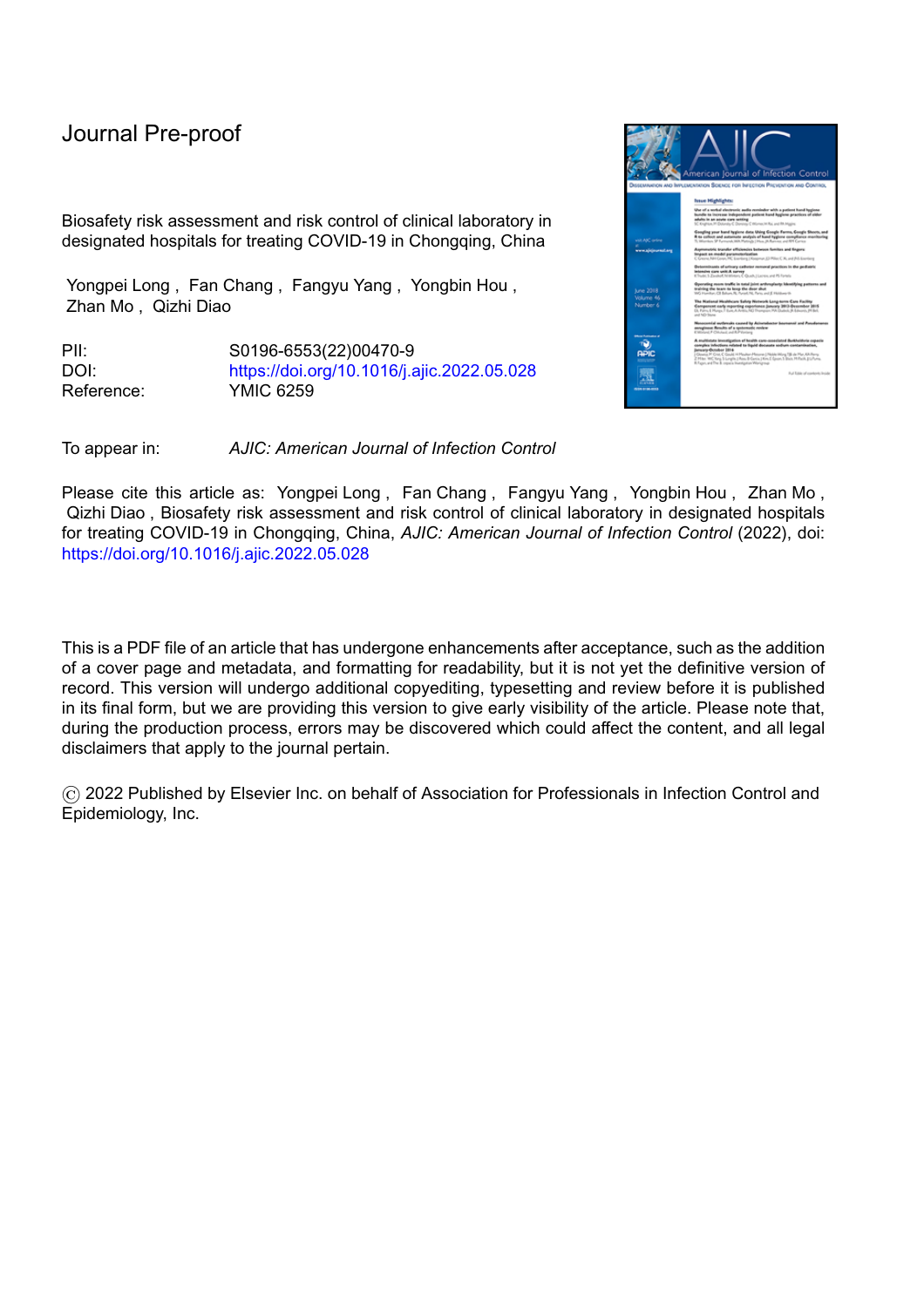Journal Pre-proof

Biosafety risk assessment and risk control of clinical laboratory in designated hospitals for treating COVID-19 in Chongqing, China

Yongpei Long , Fan Chang , Fangyu Yang , Yongbin Hou , Zhan Mo , Qizhi Diao

PII: S0196-6553(22)00470-9
DOI: https://doi.org/10.1016/j.ajic.2022.05.028
Reference: YMIC 6259

To appear in: *AJIC: American Journal of Infection Control*

Please cite this article as: Yongpei Long , Fan Chang , Fangyu Yang , Yongbin Hou , Zhan Mo , Qizhi Diao , Biosafety risk assessment and risk control of clinical laboratory in designated hospitals for treating COVID-19 in Chongqing, China, *AJIC: American Journal of Infection Control* (2022), doi: https://doi.org/10.1016/j.ajic.2022.05.028

This is a PDF file of an article that has undergone enhancements after acceptance, such as the addition of a cover page and metadata, and formatting for readability, but it is not yet the definitive version of record. This version will undergo additional copyediting, typesetting and review before it is published in its final form, but we are providing this version to give early visibility of the article. Please note that, during the production process, errors may be discovered which could affect the content, and all legal disclaimers that apply to the journal pertain.

© 2022 Published by Elsevier Inc. on behalf of Association for Professionals in Infection Control and Epidemiology, Inc.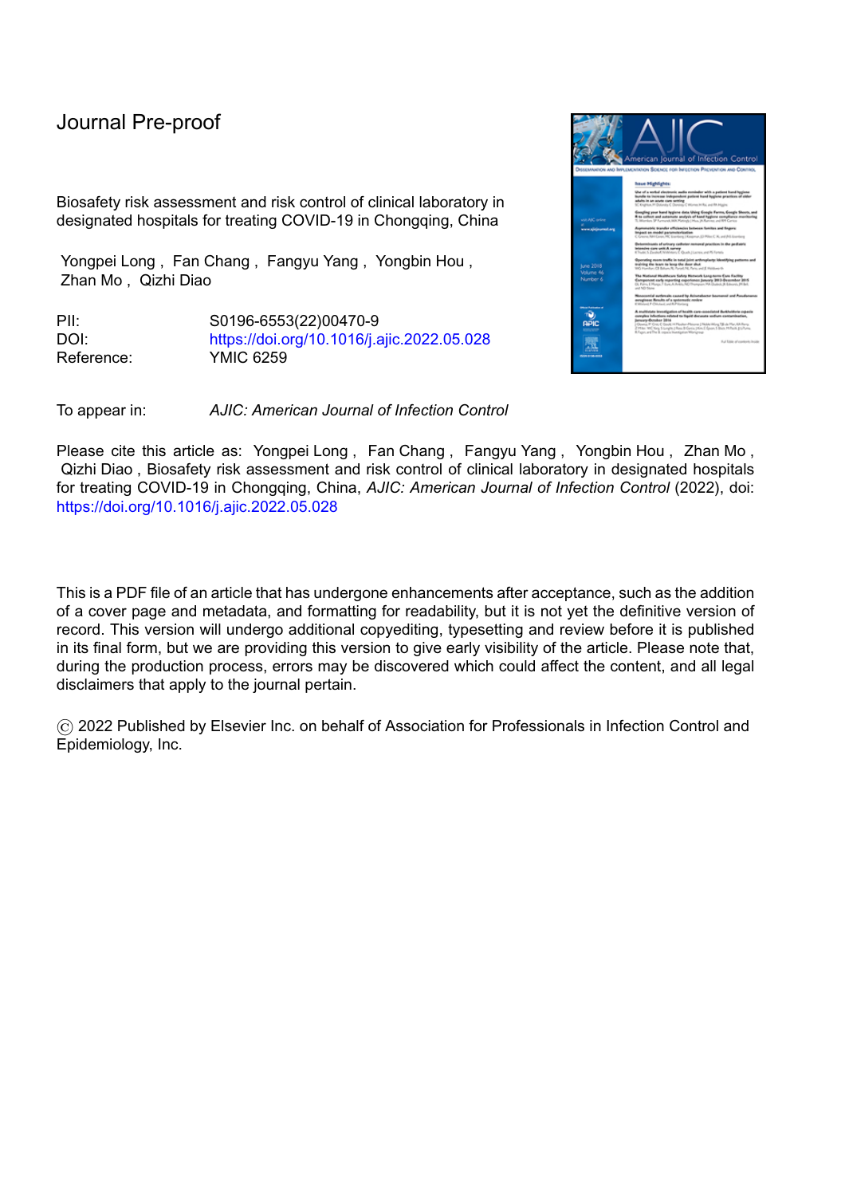Journal Pre-proof

Biosafety risk assessment and risk control of clinical laboratory in designated hospitals for treating COVID-19 in Chongqing, China

Yongpei Long , Fan Chang , Fangyu Yang , Yongbin Hou , Zhan Mo , Qizhi Diao

PII: S0196-6553(22)00470-9
DOI: https://doi.org/10.1016/j.ajic.2022.05.028
Reference: YMIC 6259

To appear in: *AJIC: American Journal of Infection Control*

Please cite this article as: Yongpei Long , Fan Chang , Fangyu Yang , Yongbin Hou , Zhan Mo , Qizhi Diao , Biosafety risk assessment and risk control of clinical laboratory in designated hospitals for treating COVID-19 in Chongqing, China, *AJIC: American Journal of Infection Control* (2022), doi: https://doi.org/10.1016/j.ajic.2022.05.028

This is a PDF file of an article that has undergone enhancements after acceptance, such as the addition of a cover page and metadata, and formatting for readability, but it is not yet the definitive version of record. This version will undergo additional copyediting, typesetting and review before it is published in its final form, but we are providing this version to give early visibility of the article. Please note that, during the production process, errors may be discovered which could affect the content, and all legal disclaimers that apply to the journal pertain.

© 2022 Published by Elsevier Inc. on behalf of Association for Professionals in Infection Control and Epidemiology, Inc.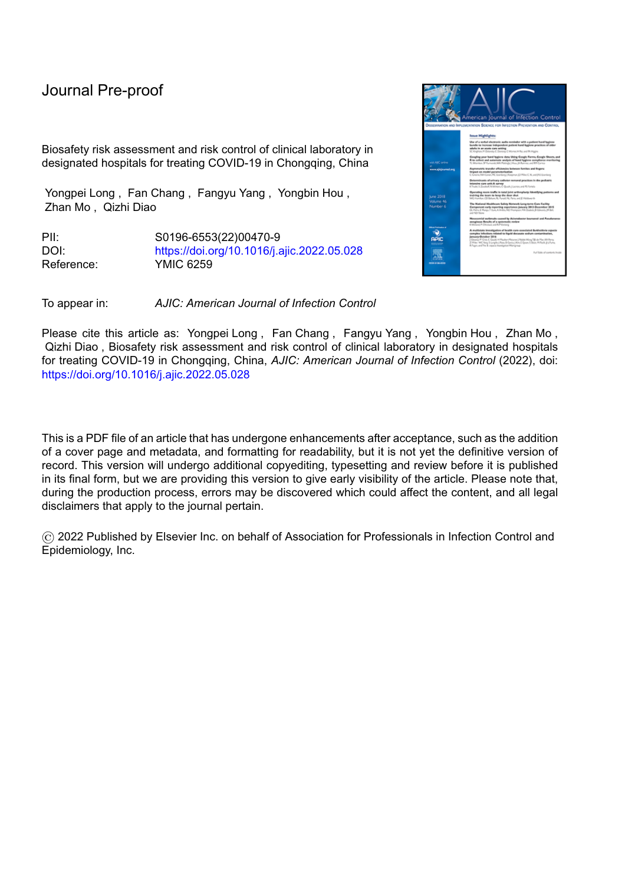Journal Pre-proof

Biosafety risk assessment and risk control of clinical laboratory in designated hospitals for treating COVID-19 in Chongqing, China

Yongpei Long , Fan Chang , Fangyu Yang , Yongbin Hou , Zhan Mo , Qizhi Diao

PII: S0196-6553(22)00470-9
DOI: https://doi.org/10.1016/j.ajic.2022.05.028
Reference: YMIC 6259

To appear in: *AJIC: American Journal of Infection Control*

Please cite this article as: Yongpei Long , Fan Chang , Fangyu Yang , Yongbin Hou , Zhan Mo , Qizhi Diao , Biosafety risk assessment and risk control of clinical laboratory in designated hospitals for treating COVID-19 in Chongqing, China, *AJIC: American Journal of Infection Control* (2022), doi: https://doi.org/10.1016/j.ajic.2022.05.028

This is a PDF file of an article that has undergone enhancements after acceptance, such as the addition of a cover page and metadata, and formatting for readability, but it is not yet the definitive version of record. This version will undergo additional copyediting, typesetting and review before it is published in its final form, but we are providing this version to give early visibility of the article. Please note that, during the production process, errors may be discovered which could affect the content, and all legal disclaimers that apply to the journal pertain.

© 2022 Published by Elsevier Inc. on behalf of Association for Professionals in Infection Control and Epidemiology, Inc.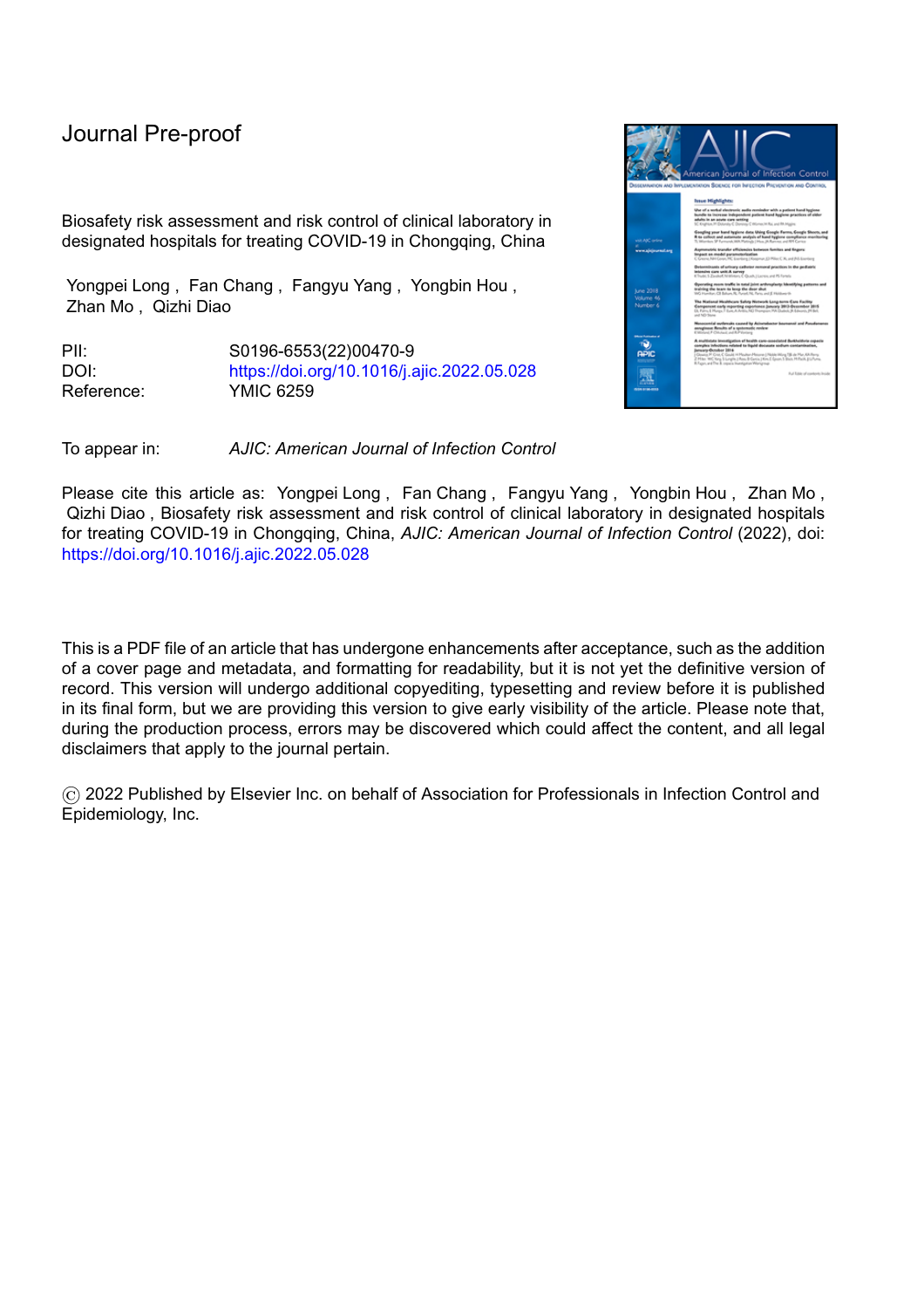Journal Pre-proof

Biosafety risk assessment and risk control of clinical laboratory in designated hospitals for treating COVID-19 in Chongqing, China

Yongpei Long , Fan Chang , Fangyu Yang , Yongbin Hou , Zhan Mo , Qizhi Diao

PII: S0196-6553(22)00470-9
DOI: https://doi.org/10.1016/j.ajic.2022.05.028
Reference: YMIC 6259

To appear in: *AJIC: American Journal of Infection Control*

Please cite this article as: Yongpei Long , Fan Chang , Fangyu Yang , Yongbin Hou , Zhan Mo , Qizhi Diao , Biosafety risk assessment and risk control of clinical laboratory in designated hospitals for treating COVID-19 in Chongqing, China, *AJIC: American Journal of Infection Control* (2022), doi: https://doi.org/10.1016/j.ajic.2022.05.028

This is a PDF file of an article that has undergone enhancements after acceptance, such as the addition of a cover page and metadata, and formatting for readability, but it is not yet the definitive version of record. This version will undergo additional copyediting, typesetting and review before it is published in its final form, but we are providing this version to give early visibility of the article. Please note that, during the production process, errors may be discovered which could affect the content, and all legal disclaimers that apply to the journal pertain.

© 2022 Published by Elsevier Inc. on behalf of Association for Professionals in Infection Control and Epidemiology, Inc.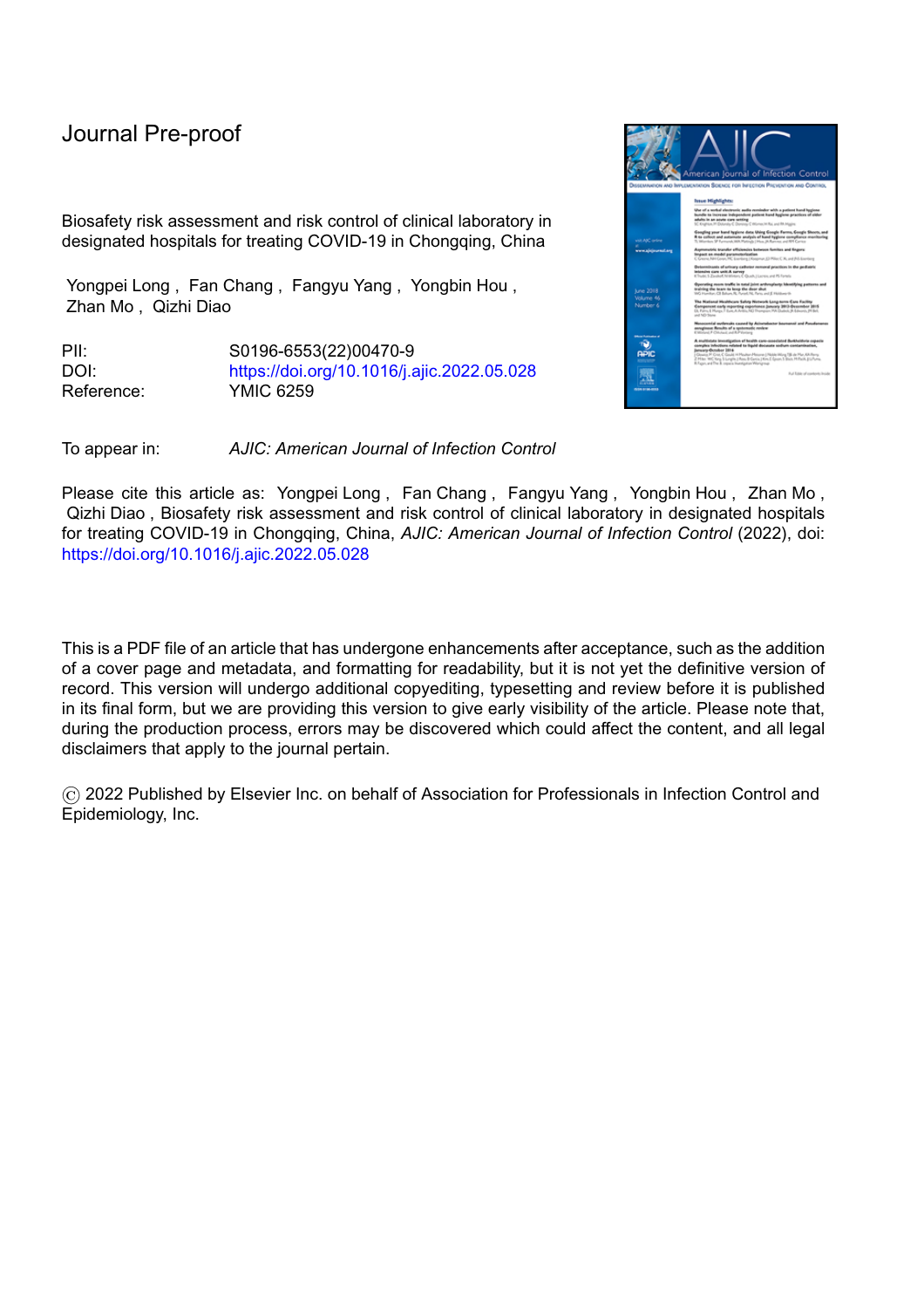Journal Pre-proof

Biosafety risk assessment and risk control of clinical laboratory in designated hospitals for treating COVID-19 in Chongqing, China

Yongpei Long , Fan Chang , Fangyu Yang , Yongbin Hou , Zhan Mo , Qizhi Diao

PII: S0196-6553(22)00470-9
DOI: https://doi.org/10.1016/j.ajic.2022.05.028
Reference: YMIC 6259

To appear in: *AJIC: American Journal of Infection Control*

Please cite this article as: Yongpei Long , Fan Chang , Fangyu Yang , Yongbin Hou , Zhan Mo , Qizhi Diao , Biosafety risk assessment and risk control of clinical laboratory in designated hospitals for treating COVID-19 in Chongqing, China, *AJIC: American Journal of Infection Control* (2022), doi: https://doi.org/10.1016/j.ajic.2022.05.028

This is a PDF file of an article that has undergone enhancements after acceptance, such as the addition of a cover page and metadata, and formatting for readability, but it is not yet the definitive version of record. This version will undergo additional copyediting, typesetting and review before it is published in its final form, but we are providing this version to give early visibility of the article. Please note that, during the production process, errors may be discovered which could affect the content, and all legal disclaimers that apply to the journal pertain.

© 2022 Published by Elsevier Inc. on behalf of Association for Professionals in Infection Control and Epidemiology, Inc.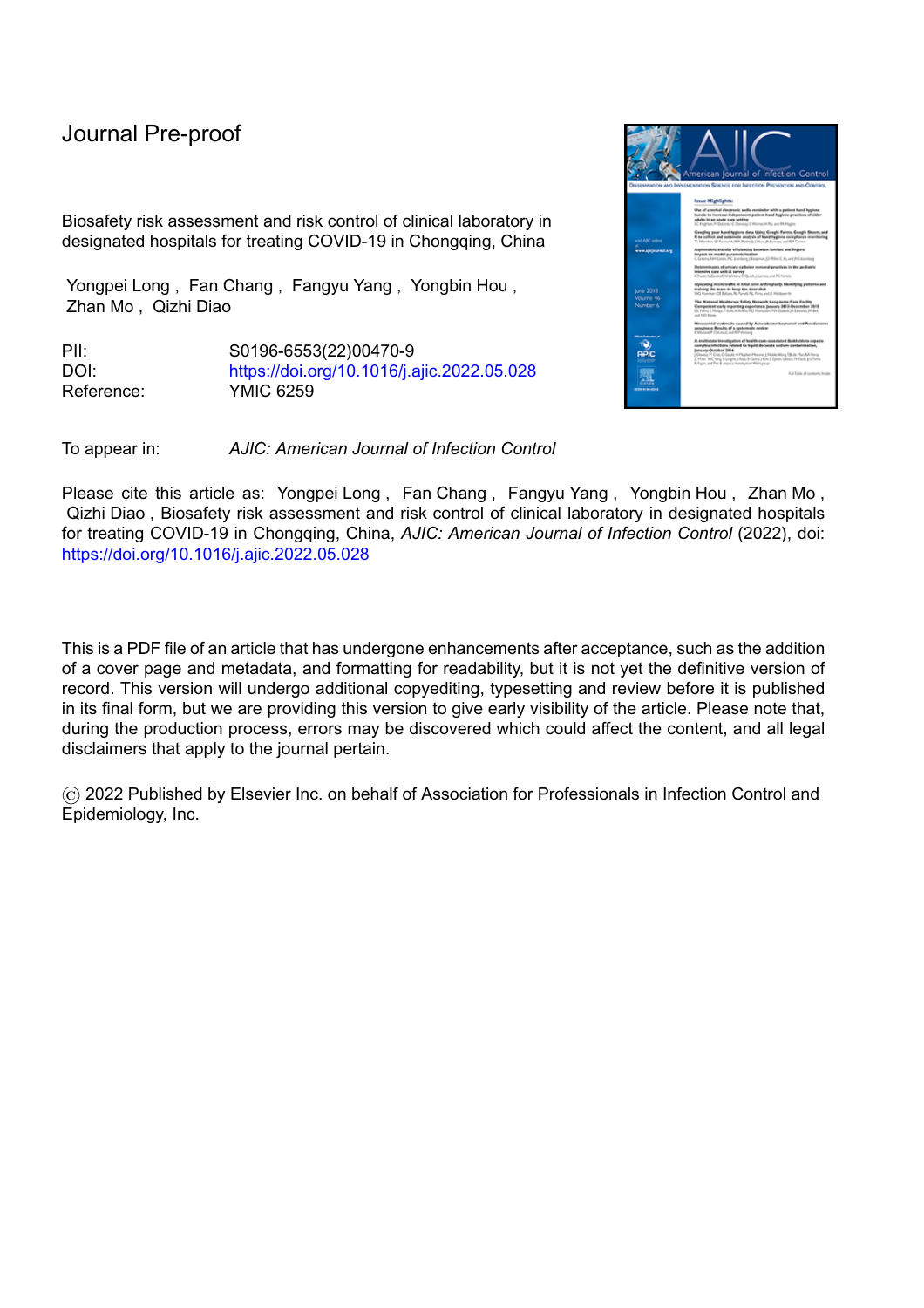Journal Pre-proof

Biosafety risk assessment and risk control of clinical laboratory in designated hospitals for treating COVID-19 in Chongqing, China

Yongpei Long , Fan Chang , Fangyu Yang , Yongbin Hou , Zhan Mo , Qizhi Diao

PII: S0196-6553(22)00470-9
DOI: https://doi.org/10.1016/j.ajic.2022.05.028
Reference: YMIC 6259

To appear in: *AJIC: American Journal of Infection Control*

Please cite this article as: Yongpei Long , Fan Chang , Fangyu Yang , Yongbin Hou , Zhan Mo , Qizhi Diao , Biosafety risk assessment and risk control of clinical laboratory in designated hospitals for treating COVID-19 in Chongqing, China, *AJIC: American Journal of Infection Control* (2022), doi: https://doi.org/10.1016/j.ajic.2022.05.028

This is a PDF file of an article that has undergone enhancements after acceptance, such as the addition of a cover page and metadata, and formatting for readability, but it is not yet the definitive version of record. This version will undergo additional copyediting, typesetting and review before it is published in its final form, but we are providing this version to give early visibility of the article. Please note that, during the production process, errors may be discovered which could affect the content, and all legal disclaimers that apply to the journal pertain.

© 2022 Published by Elsevier Inc. on behalf of Association for Professionals in Infection Control and Epidemiology, Inc.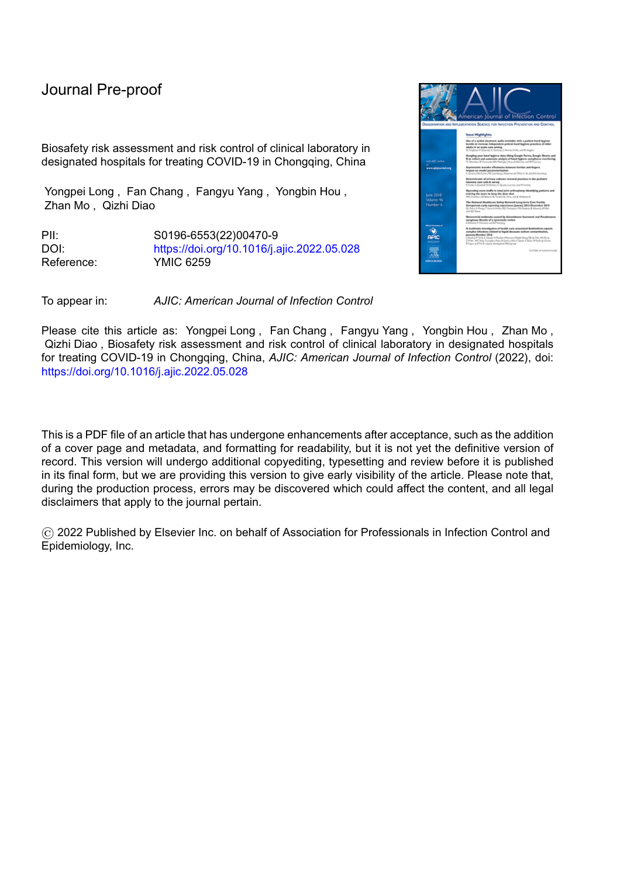Journal Pre-proof

Biosafety risk assessment and risk control of clinical laboratory in designated hospitals for treating COVID-19 in Chongqing, China

Yongpei Long , Fan Chang , Fangyu Yang , Yongbin Hou , Zhan Mo , Qizhi Diao

PII: S0196-6553(22)00470-9
DOI: https://doi.org/10.1016/j.ajic.2022.05.028
Reference: YMIC 6259

To appear in: *AJIC: American Journal of Infection Control*

Please cite this article as: Yongpei Long , Fan Chang , Fangyu Yang , Yongbin Hou , Zhan Mo , Qizhi Diao , Biosafety risk assessment and risk control of clinical laboratory in designated hospitals for treating COVID-19 in Chongqing, China, *AJIC: American Journal of Infection Control* (2022), doi: https://doi.org/10.1016/j.ajic.2022.05.028

This is a PDF file of an article that has undergone enhancements after acceptance, such as the addition of a cover page and metadata, and formatting for readability, but it is not yet the definitive version of record. This version will undergo additional copyediting, typesetting and review before it is published in its final form, but we are providing this version to give early visibility of the article. Please note that, during the production process, errors may be discovered which could affect the content, and all legal disclaimers that apply to the journal pertain.

© 2022 Published by Elsevier Inc. on behalf of Association for Professionals in Infection Control and Epidemiology, Inc.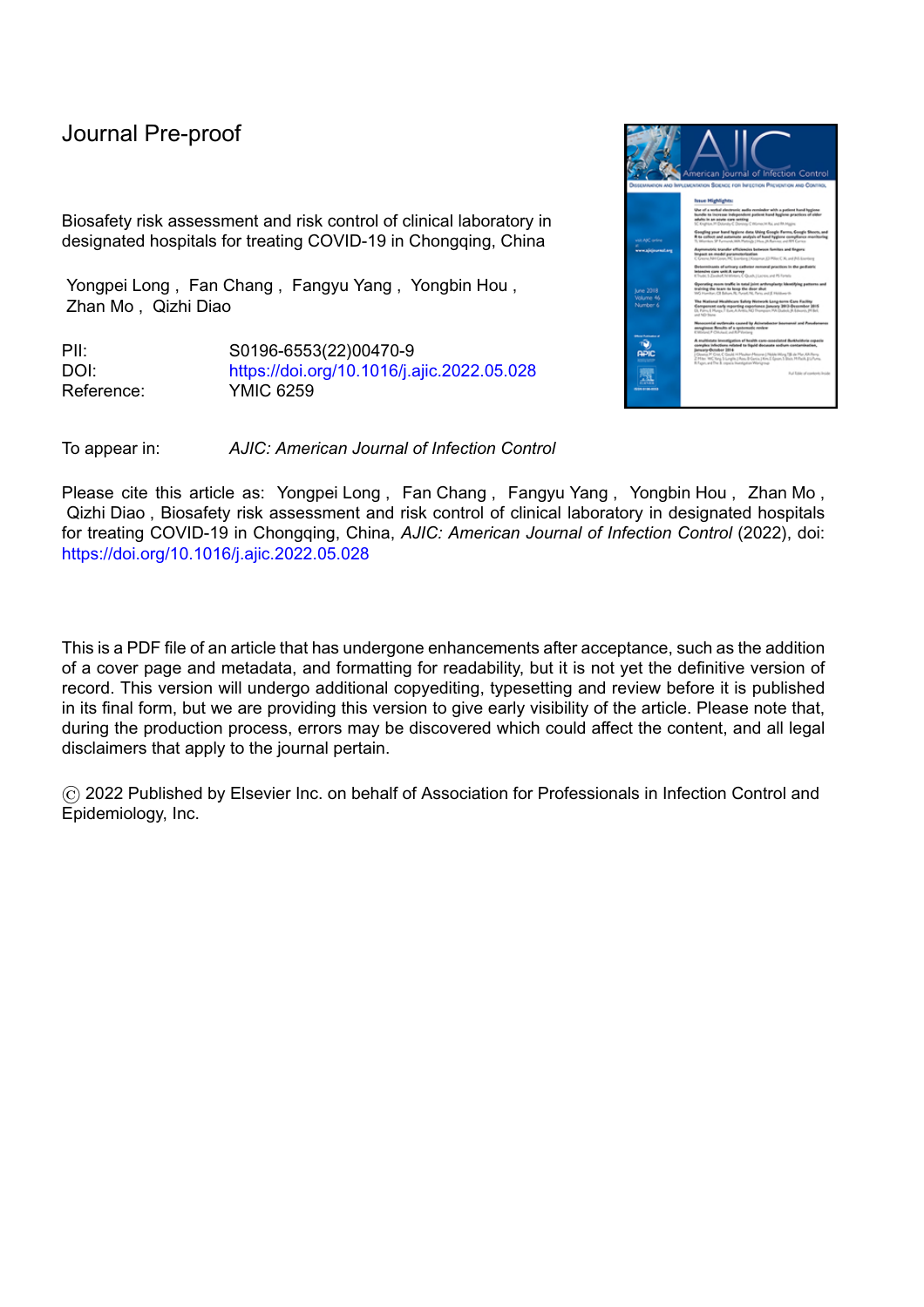Journal Pre-proof

Biosafety risk assessment and risk control of clinical laboratory in designated hospitals for treating COVID-19 in Chongqing, China

Yongpei Long , Fan Chang , Fangyu Yang , Yongbin Hou , Zhan Mo , Qizhi Diao

PII: S0196-6553(22)00470-9
DOI: https://doi.org/10.1016/j.ajic.2022.05.028
Reference: YMIC 6259

To appear in: *AJIC: American Journal of Infection Control*

Please cite this article as: Yongpei Long , Fan Chang , Fangyu Yang , Yongbin Hou , Zhan Mo , Qizhi Diao , Biosafety risk assessment and risk control of clinical laboratory in designated hospitals for treating COVID-19 in Chongqing, China, *AJIC: American Journal of Infection Control* (2022), doi: https://doi.org/10.1016/j.ajic.2022.05.028

This is a PDF file of an article that has undergone enhancements after acceptance, such as the addition of a cover page and metadata, and formatting for readability, but it is not yet the definitive version of record. This version will undergo additional copyediting, typesetting and review before it is published in its final form, but we are providing this version to give early visibility of the article. Please note that, during the production process, errors may be discovered which could affect the content, and all legal disclaimers that apply to the journal pertain.

© 2022 Published by Elsevier Inc. on behalf of Association for Professionals in Infection Control and Epidemiology, Inc.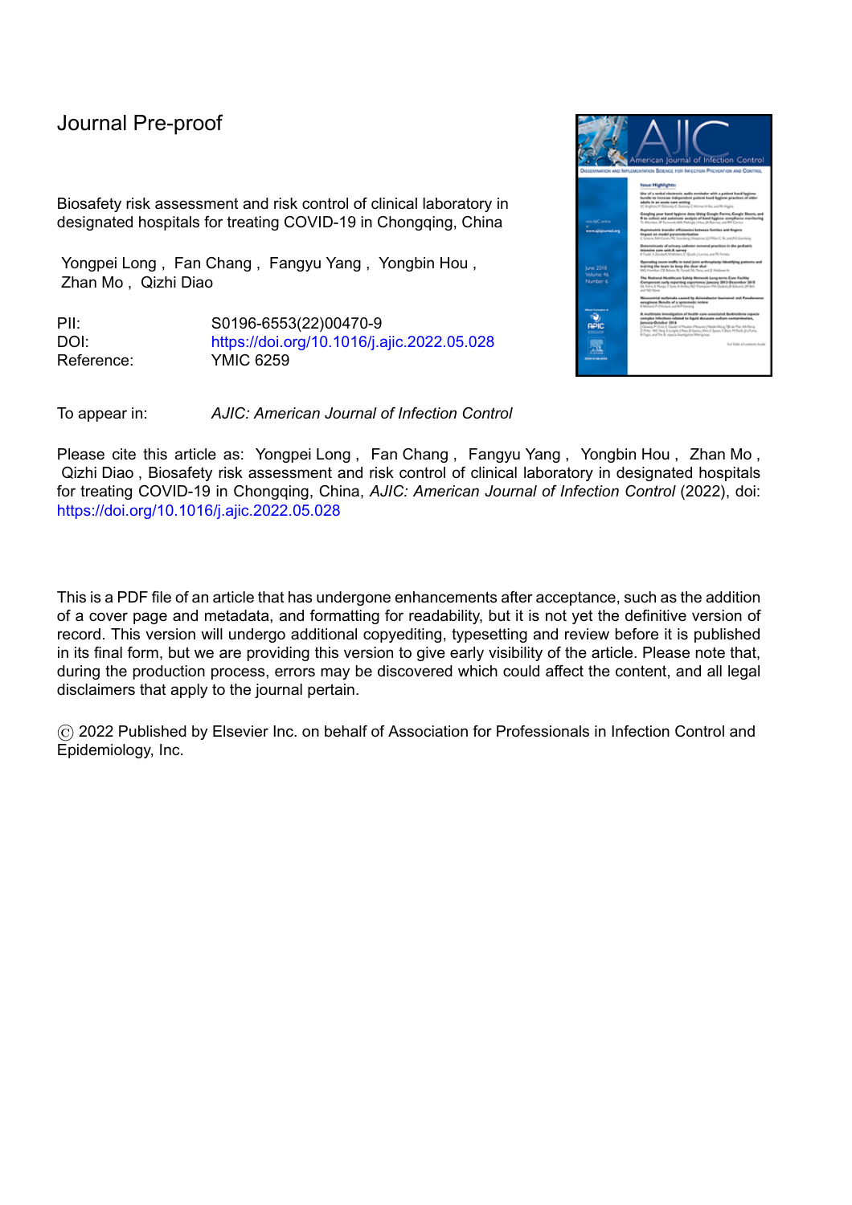# Journal Pre-proof

Biosafety risk assessment and risk control of clinical laboratory in designated hospitals for treating COVID-19 in Chongqing, China

Yongpei Long , Fan Chang , Fangyu Yang , Yongbin Hou , Zhan Mo , Qizhi Diao

PII: S0196-6553(22)00470-9
DOI: https://doi.org/10.1016/j.ajic.2022.05.028
Reference: YMIC 6259

To appear in: *AJIC: American Journal of Infection Control*

Please cite this article as: Yongpei Long , Fan Chang , Fangyu Yang , Yongbin Hou , Zhan Mo , Qizhi Diao , Biosafety risk assessment and risk control of clinical laboratory in designated hospitals for treating COVID-19 in Chongqing, China, *AJIC: American Journal of Infection Control* (2022), doi: https://doi.org/10.1016/j.ajic.2022.05.028

This is a PDF file of an article that has undergone enhancements after acceptance, such as the addition of a cover page and metadata, and formatting for readability, but it is not yet the definitive version of record. This version will undergo additional copyediting, typesetting and review before it is published in its final form, but we are providing this version to give early visibility of the article. Please note that, during the production process, errors may be discovered which could affect the content, and all legal disclaimers that apply to the journal pertain.

© 2022 Published by Elsevier Inc. on behalf of Association for Professionals in Infection Control and Epidemiology, Inc.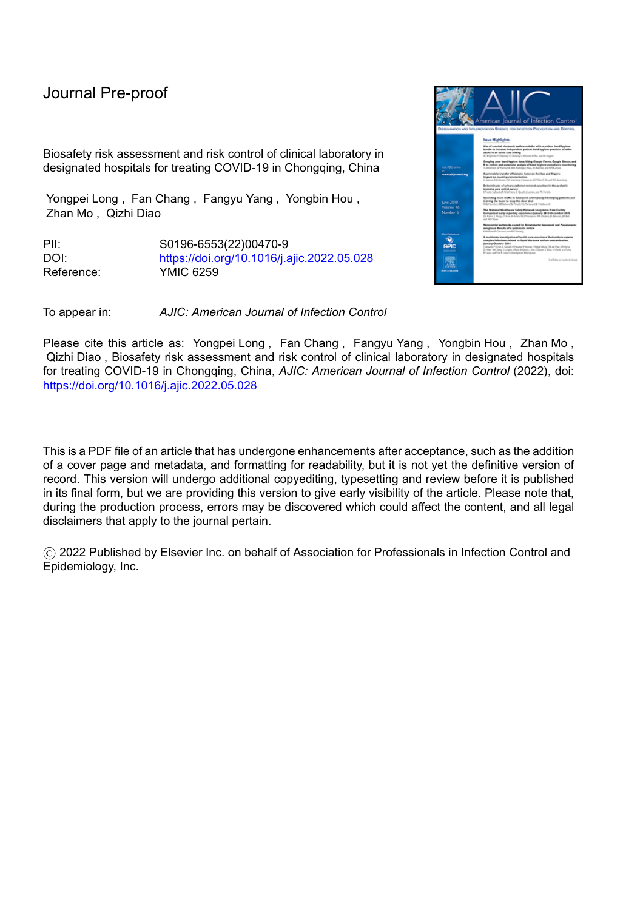# Journal Pre-proof

Biosafety risk assessment and risk control of clinical laboratory in designated hospitals for treating COVID-19 in Chongqing, China

Yongpei Long , Fan Chang , Fangyu Yang , Yongbin Hou , Zhan Mo , Qizhi Diao

PII: S0196-6553(22)00470-9
DOI: https://doi.org/10.1016/j.ajic.2022.05.028
Reference: YMIC 6259

To appear in: *AJIC: American Journal of Infection Control*

Please cite this article as: Yongpei Long , Fan Chang , Fangyu Yang , Yongbin Hou , Zhan Mo , Qizhi Diao , Biosafety risk assessment and risk control of clinical laboratory in designated hospitals for treating COVID-19 in Chongqing, China, *AJIC: American Journal of Infection Control* (2022), doi: https://doi.org/10.1016/j.ajic.2022.05.028

This is a PDF file of an article that has undergone enhancements after acceptance, such as the addition of a cover page and metadata, and formatting for readability, but it is not yet the definitive version of record. This version will undergo additional copyediting, typesetting and review before it is published in its final form, but we are providing this version to give early visibility of the article. Please note that, during the production process, errors may be discovered which could affect the content, and all legal disclaimers that apply to the journal pertain.

© 2022 Published by Elsevier Inc. on behalf of Association for Professionals in Infection Control and Epidemiology, Inc.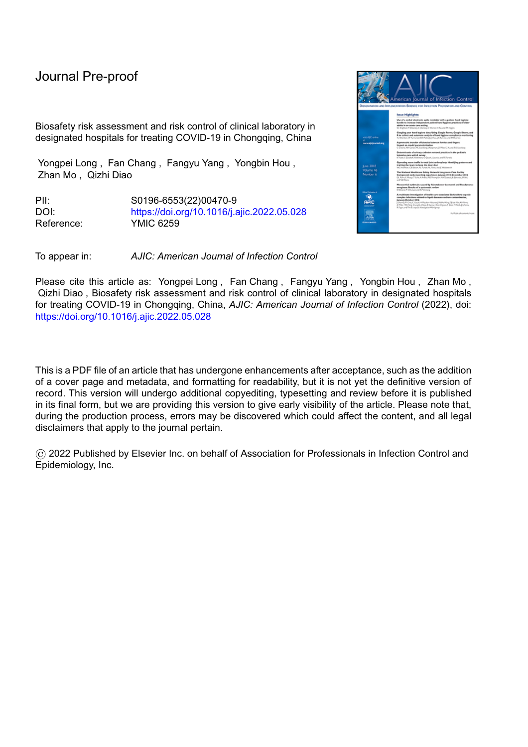Journal Pre-proof

Biosafety risk assessment and risk control of clinical laboratory in designated hospitals for treating COVID-19 in Chongqing, China

Yongpei Long , Fan Chang , Fangyu Yang , Yongbin Hou , Zhan Mo , Qizhi Diao

PII: S0196-6553(22)00470-9
DOI: https://doi.org/10.1016/j.ajic.2022.05.028
Reference: YMIC 6259

To appear in: *AJIC: American Journal of Infection Control*

Please cite this article as: Yongpei Long , Fan Chang , Fangyu Yang , Yongbin Hou , Zhan Mo , Qizhi Diao , Biosafety risk assessment and risk control of clinical laboratory in designated hospitals for treating COVID-19 in Chongqing, China, *AJIC: American Journal of Infection Control* (2022), doi: https://doi.org/10.1016/j.ajic.2022.05.028

This is a PDF file of an article that has undergone enhancements after acceptance, such as the addition of a cover page and metadata, and formatting for readability, but it is not yet the definitive version of record. This version will undergo additional copyediting, typesetting and review before it is published in its final form, but we are providing this version to give early visibility of the article. Please note that, during the production process, errors may be discovered which could affect the content, and all legal disclaimers that apply to the journal pertain.

© 2022 Published by Elsevier Inc. on behalf of Association for Professionals in Infection Control and Epidemiology, Inc.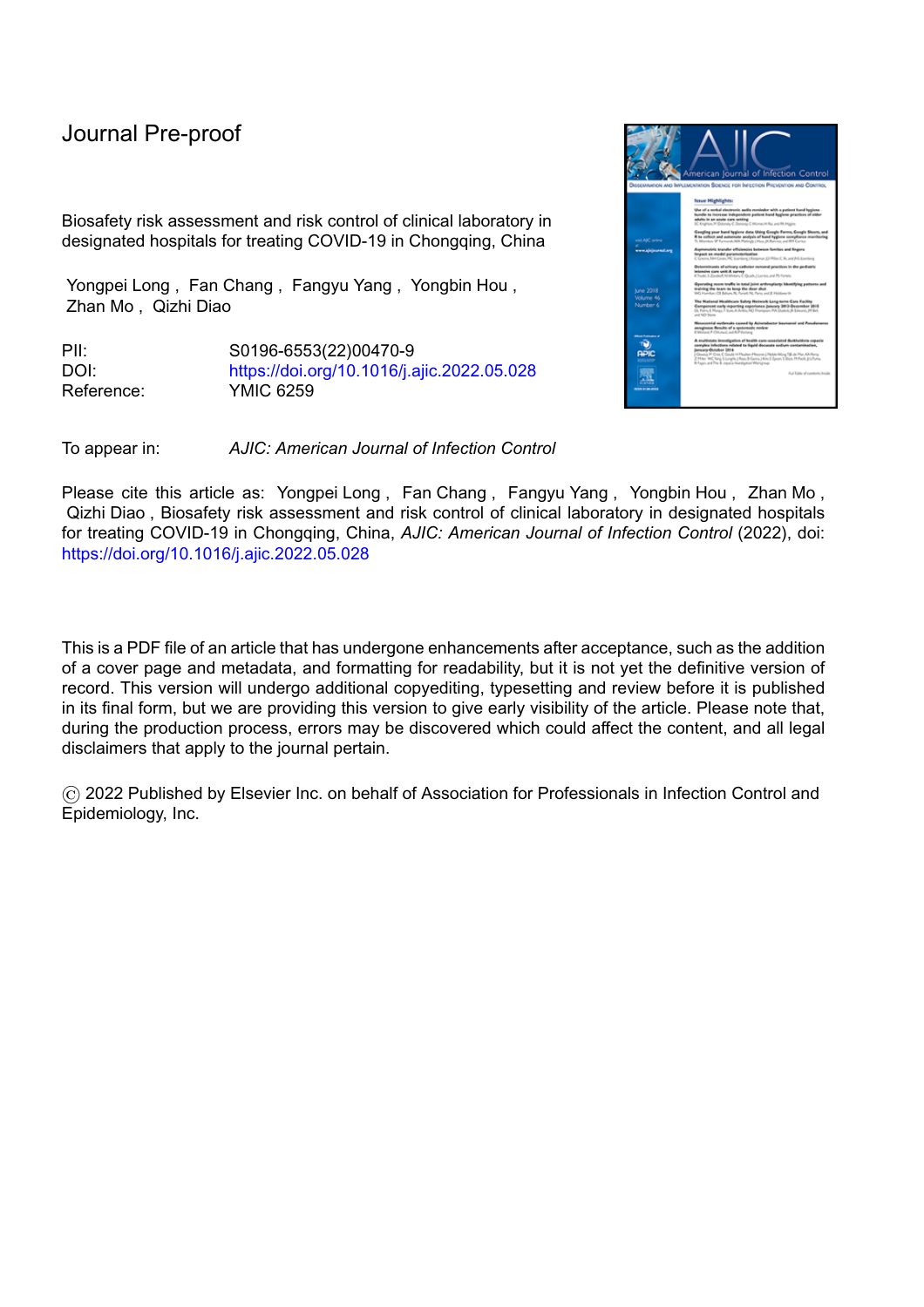Journal Pre-proof

Biosafety risk assessment and risk control of clinical laboratory in designated hospitals for treating COVID-19 in Chongqing, China

Yongpei Long , Fan Chang , Fangyu Yang , Yongbin Hou , Zhan Mo , Qizhi Diao

PII: S0196-6553(22)00470-9
DOI: https://doi.org/10.1016/j.ajic.2022.05.028
Reference: YMIC 6259

To appear in: *AJIC: American Journal of Infection Control*

Please cite this article as: Yongpei Long , Fan Chang , Fangyu Yang , Yongbin Hou , Zhan Mo , Qizhi Diao , Biosafety risk assessment and risk control of clinical laboratory in designated hospitals for treating COVID-19 in Chongqing, China, *AJIC: American Journal of Infection Control* (2022), doi: https://doi.org/10.1016/j.ajic.2022.05.028

This is a PDF file of an article that has undergone enhancements after acceptance, such as the addition of a cover page and metadata, and formatting for readability, but it is not yet the definitive version of record. This version will undergo additional copyediting, typesetting and review before it is published in its final form, but we are providing this version to give early visibility of the article. Please note that, during the production process, errors may be discovered which could affect the content, and all legal disclaimers that apply to the journal pertain.

© 2022 Published by Elsevier Inc. on behalf of Association for Professionals in Infection Control and Epidemiology, Inc.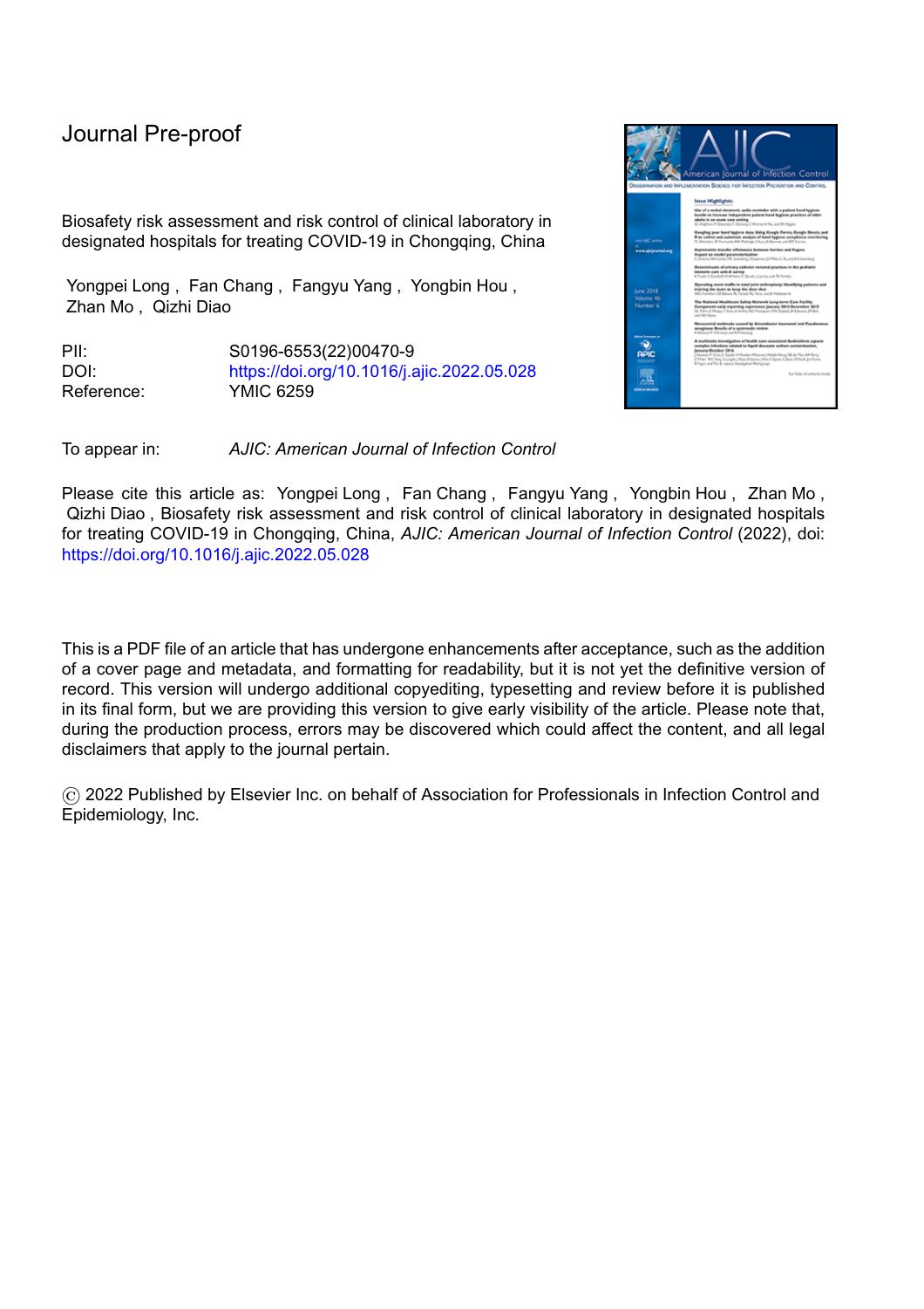Journal Pre-proof

Biosafety risk assessment and risk control of clinical laboratory in designated hospitals for treating COVID-19 in Chongqing, China

Yongpei Long , Fan Chang , Fangyu Yang , Yongbin Hou , Zhan Mo , Qizhi Diao

| | |
|---|---|
| PII: | S0196-6553(22)00470-9 |
| DOI: | https://doi.org/10.1016/j.ajic.2022.05.028 |
| Reference: | YMIC 6259 |

To appear in: *AJIC: American Journal of Infection Control*

Please cite this article as: Yongpei Long , Fan Chang , Fangyu Yang , Yongbin Hou , Zhan Mo , Qizhi Diao , Biosafety risk assessment and risk control of clinical laboratory in designated hospitals for treating COVID-19 in Chongqing, China, *AJIC: American Journal of Infection Control* (2022), doi: https://doi.org/10.1016/j.ajic.2022.05.028

This is a PDF file of an article that has undergone enhancements after acceptance, such as the addition of a cover page and metadata, and formatting for readability, but it is not yet the definitive version of record. This version will undergo additional copyediting, typesetting and review before it is published in its final form, but we are providing this version to give early visibility of the article. Please note that, during the production process, errors may be discovered which could affect the content, and all legal disclaimers that apply to the journal pertain.

© 2022 Published by Elsevier Inc. on behalf of Association for Professionals in Infection Control and Epidemiology, Inc.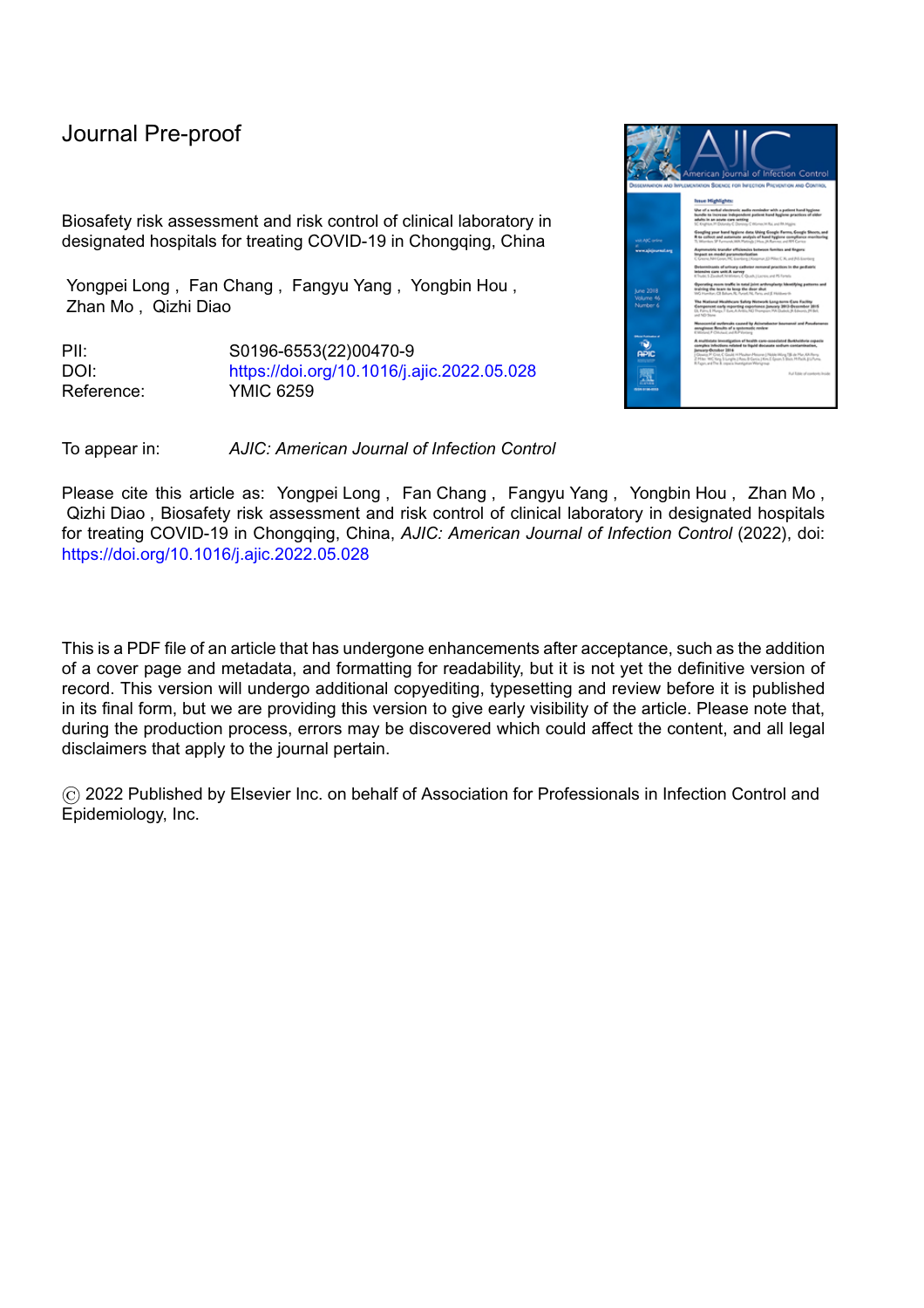Journal Pre-proof

Biosafety risk assessment and risk control of clinical laboratory in designated hospitals for treating COVID-19 in Chongqing, China

Yongpei Long , Fan Chang , Fangyu Yang , Yongbin Hou , Zhan Mo , Qizhi Diao

PII: S0196-6553(22)00470-9
DOI: https://doi.org/10.1016/j.ajic.2022.05.028
Reference: YMIC 6259

To appear in: *AJIC: American Journal of Infection Control*

Please cite this article as: Yongpei Long , Fan Chang , Fangyu Yang , Yongbin Hou , Zhan Mo , Qizhi Diao , Biosafety risk assessment and risk control of clinical laboratory in designated hospitals for treating COVID-19 in Chongqing, China, *AJIC: American Journal of Infection Control* (2022), doi: https://doi.org/10.1016/j.ajic.2022.05.028

This is a PDF file of an article that has undergone enhancements after acceptance, such as the addition of a cover page and metadata, and formatting for readability, but it is not yet the definitive version of record. This version will undergo additional copyediting, typesetting and review before it is published in its final form, but we are providing this version to give early visibility of the article. Please note that, during the production process, errors may be discovered which could affect the content, and all legal disclaimers that apply to the journal pertain.

© 2022 Published by Elsevier Inc. on behalf of Association for Professionals in Infection Control and Epidemiology, Inc.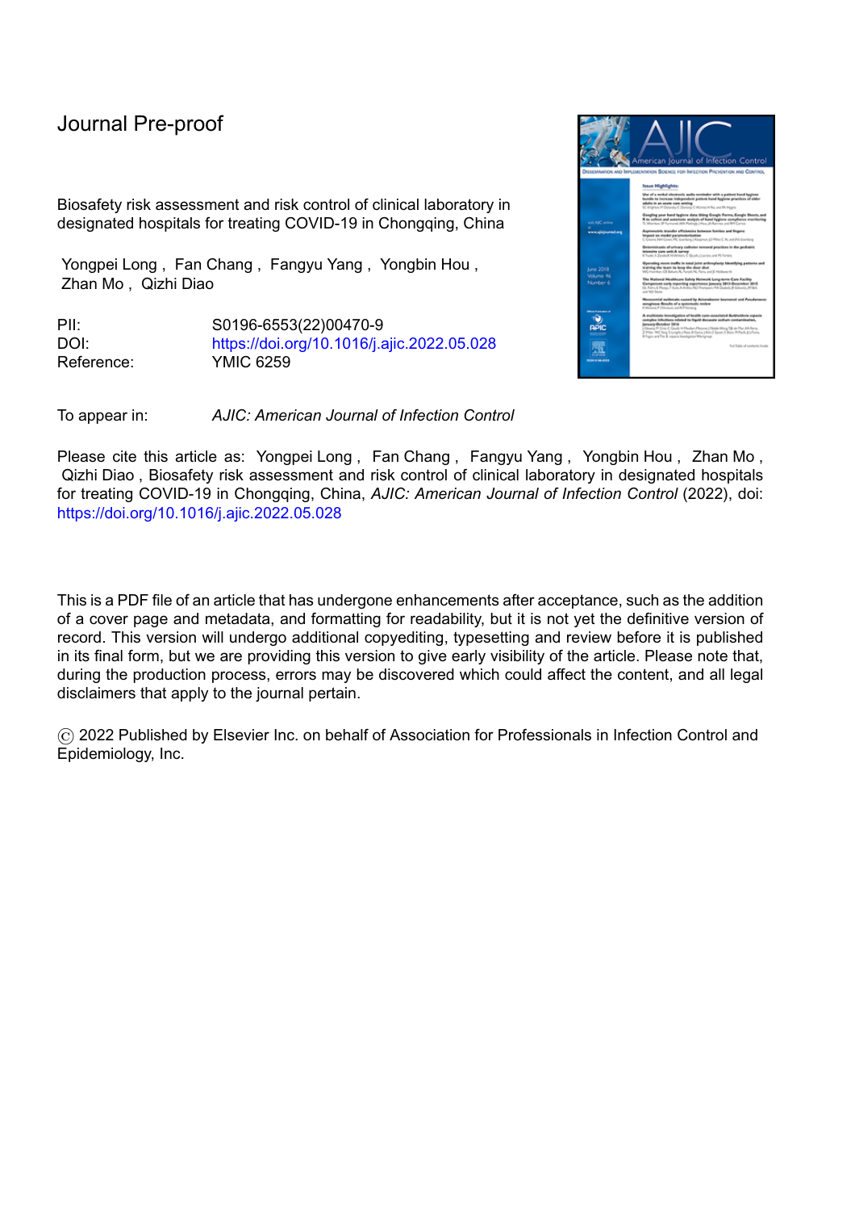Journal Pre-proof

Biosafety risk assessment and risk control of clinical laboratory in designated hospitals for treating COVID-19 in Chongqing, China

Yongpei Long , Fan Chang , Fangyu Yang , Yongbin Hou , Zhan Mo , Qizhi Diao

| | |
|---|---|
| PII: | S0196-6553(22)00470-9 |
| DOI: | https://doi.org/10.1016/j.ajic.2022.05.028 |
| Reference: | YMIC 6259 |

To appear in: *AJIC: American Journal of Infection Control*

Please cite this article as: Yongpei Long , Fan Chang , Fangyu Yang , Yongbin Hou , Zhan Mo , Qizhi Diao , Biosafety risk assessment and risk control of clinical laboratory in designated hospitals for treating COVID-19 in Chongqing, China, *AJIC: American Journal of Infection Control* (2022), doi: https://doi.org/10.1016/j.ajic.2022.05.028

This is a PDF file of an article that has undergone enhancements after acceptance, such as the addition of a cover page and metadata, and formatting for readability, but it is not yet the definitive version of record. This version will undergo additional copyediting, typesetting and review before it is published in its final form, but we are providing this version to give early visibility of the article. Please note that, during the production process, errors may be discovered which could affect the content, and all legal disclaimers that apply to the journal pertain.

© 2022 Published by Elsevier Inc. on behalf of Association for Professionals in Infection Control and Epidemiology, Inc.